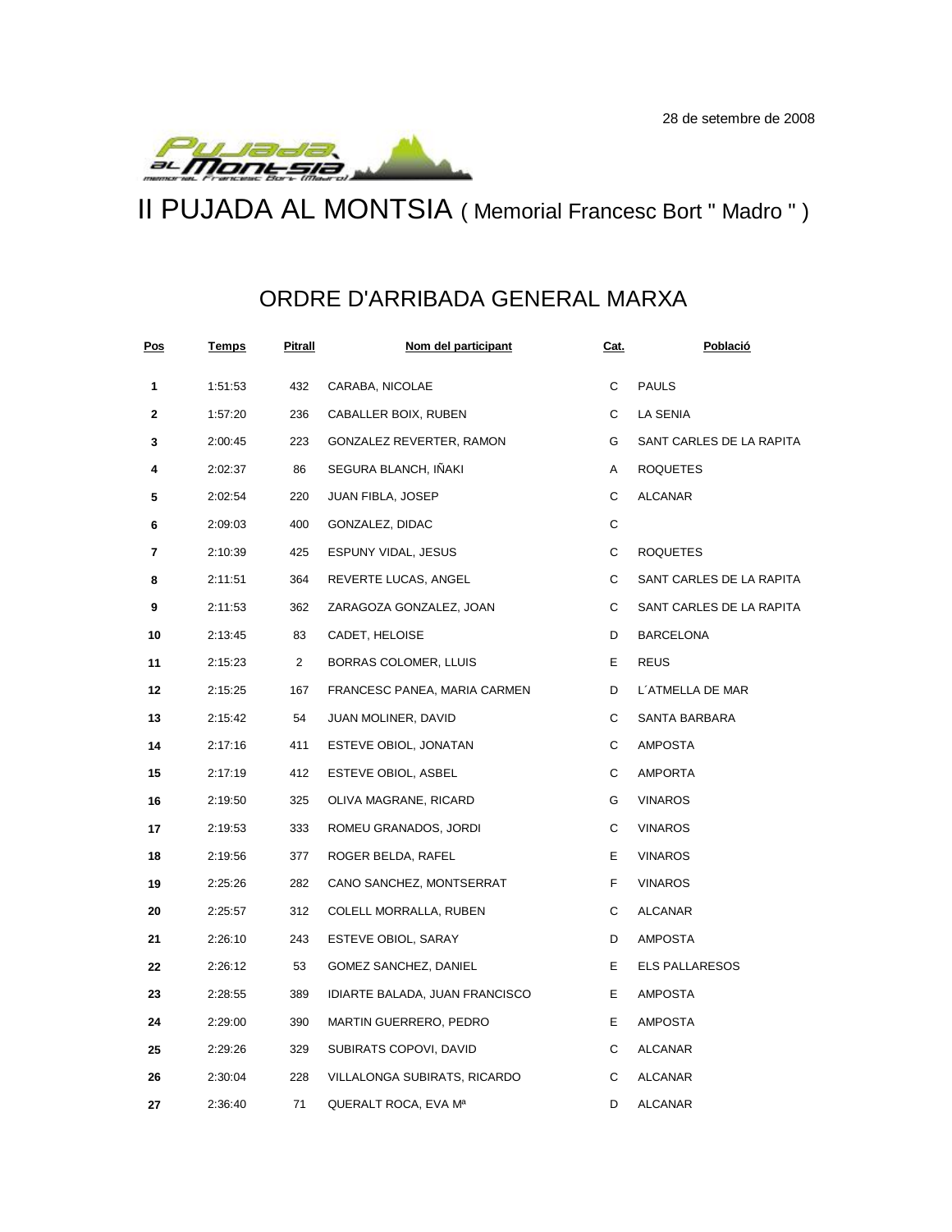28 de setembre de 2008

# II PUJADA AL MONTSIA ( Memorial Francesc Bort " Madro " )

## ORDRE D'ARRIBADA GENERAL MARXA

| Pos | Temps | Pitrall | Nom del participant | Cat. | Població |
|---|---|---|---|---|---|
| 1 | 1:51:53 | 432 | CARABA, NICOLAE | C | PAULS |
| 2 | 1:57:20 | 236 | CABALLER BOIX, RUBEN | C | LA SENIA |
| 3 | 2:00:45 | 223 | GONZALEZ REVERTER, RAMON | G | SANT CARLES DE LA RAPITA |
| 4 | 2:02:37 | 86 | SEGURA BLANCH, IÑAKI | A | ROQUETES |
| 5 | 2:02:54 | 220 | JUAN FIBLA, JOSEP | C | ALCANAR |
| 6 | 2:09:03 | 400 | GONZALEZ, DIDAC | C | |
| 7 | 2:10:39 | 425 | ESPUNY VIDAL, JESUS | C | ROQUETES |
| 8 | 2:11:51 | 364 | REVERTE LUCAS, ANGEL | C | SANT CARLES DE LA RAPITA |
| 9 | 2:11:53 | 362 | ZARAGOZA GONZALEZ, JOAN | C | SANT CARLES DE LA RAPITA |
| 10 | 2:13:45 | 83 | CADET, HELOISE | D | BARCELONA |
| 11 | 2:15:23 | 2 | BORRAS COLOMER, LLUIS | E | REUS |
| 12 | 2:15:25 | 167 | FRANCESC PANEA, MARIA CARMEN | D | L´ATMELLA DE MAR |
| 13 | 2:15:42 | 54 | JUAN MOLINER, DAVID | C | SANTA BARBARA |
| 14 | 2:17:16 | 411 | ESTEVE OBIOL, JONATAN | C | AMPOSTA |
| 15 | 2:17:19 | 412 | ESTEVE OBIOL, ASBEL | C | AMPORTA |
| 16 | 2:19:50 | 325 | OLIVA MAGRANE, RICARD | G | VINAROS |
| 17 | 2:19:53 | 333 | ROMEU GRANADOS, JORDI | C | VINAROS |
| 18 | 2:19:56 | 377 | ROGER BELDA, RAFEL | E | VINAROS |
| 19 | 2:25:26 | 282 | CANO SANCHEZ, MONTSERRAT | F | VINAROS |
| 20 | 2:25:57 | 312 | COLELL MORRALLA, RUBEN | C | ALCANAR |
| 21 | 2:26:10 | 243 | ESTEVE OBIOL, SARAY | D | AMPOSTA |
| 22 | 2:26:12 | 53 | GOMEZ SANCHEZ, DANIEL | E | ELS PALLARESOS |
| 23 | 2:28:55 | 389 | IDIARTE BALADA, JUAN FRANCISCO | E | AMPOSTA |
| 24 | 2:29:00 | 390 | MARTIN GUERRERO, PEDRO | E | AMPOSTA |
| 25 | 2:29:26 | 329 | SUBIRATS COPOVI, DAVID | C | ALCANAR |
| 26 | 2:30:04 | 228 | VILLALONGA SUBIRATS, RICARDO | C | ALCANAR |
| 27 | 2:36:40 | 71 | QUERALT ROCA, EVA Mª | D | ALCANAR |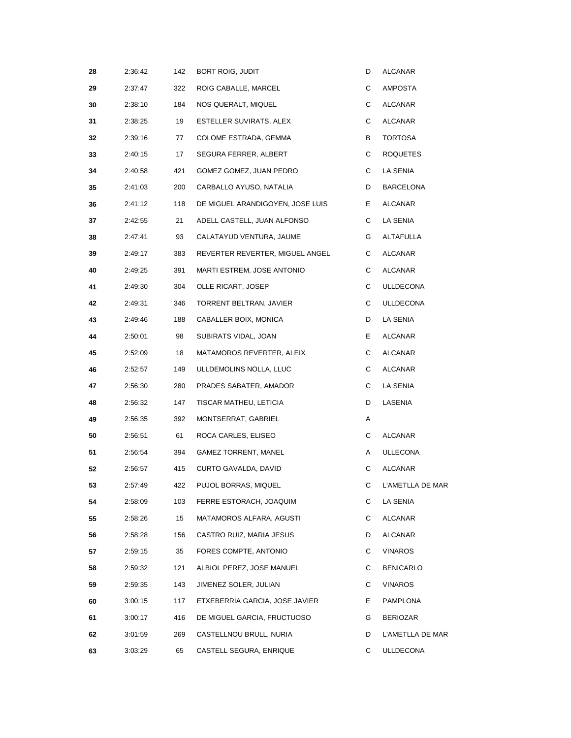| | | | | | |
|---|---|---|---|---|---|
| **28** | 2:36:42 | 142 | BORT ROIG, JUDIT | D | ALCANAR |
| **29** | 2:37:47 | 322 | ROIG CABALLE, MARCEL | C | AMPOSTA |
| **30** | 2:38:10 | 184 | NOS QUERALT, MIQUEL | C | ALCANAR |
| **31** | 2:38:25 | 19 | ESTELLER SUVIRATS, ALEX | C | ALCANAR |
| **32** | 2:39:16 | 77 | COLOME ESTRADA, GEMMA | B | TORTOSA |
| **33** | 2:40:15 | 17 | SEGURA FERRER, ALBERT | C | ROQUETES |
| **34** | 2:40:58 | 421 | GOMEZ GOMEZ, JUAN PEDRO | C | LA SENIA |
| **35** | 2:41:03 | 200 | CARBALLO AYUSO, NATALIA | D | BARCELONA |
| **36** | 2:41:12 | 118 | DE MIGUEL ARANDIGOYEN, JOSE LUIS | E | ALCANAR |
| **37** | 2:42:55 | 21 | ADELL CASTELL, JUAN ALFONSO | C | LA SENIA |
| **38** | 2:47:41 | 93 | CALATAYUD VENTURA, JAUME | G | ALTAFULLA |
| **39** | 2:49:17 | 383 | REVERTER REVERTER, MIGUEL ANGEL | C | ALCANAR |
| **40** | 2:49:25 | 391 | MARTI ESTREM, JOSE ANTONIO | C | ALCANAR |
| **41** | 2:49:30 | 304 | OLLE RICART, JOSEP | C | ULLDECONA |
| **42** | 2:49:31 | 346 | TORRENT BELTRAN, JAVIER | C | ULLDECONA |
| **43** | 2:49:46 | 188 | CABALLER BOIX, MONICA | D | LA SENIA |
| **44** | 2:50:01 | 98 | SUBIRATS VIDAL, JOAN | E | ALCANAR |
| **45** | 2:52:09 | 18 | MATAMOROS REVERTER, ALEIX | C | ALCANAR |
| **46** | 2:52:57 | 149 | ULLDEMOLINS NOLLA, LLUC | C | ALCANAR |
| **47** | 2:56:30 | 280 | PRADES SABATER, AMADOR | C | LA SENIA |
| **48** | 2:56:32 | 147 | TISCAR MATHEU, LETICIA | D | LASENIA |
| **49** | 2:56:35 | 392 | MONTSERRAT, GABRIEL | A | |
| **50** | 2:56:51 | 61 | ROCA CARLES, ELISEO | C | ALCANAR |
| **51** | 2:56:54 | 394 | GAMEZ TORRENT, MANEL | A | ULLECONA |
| **52** | 2:56:57 | 415 | CURTO GAVALDA, DAVID | C | ALCANAR |
| **53** | 2:57:49 | 422 | PUJOL BORRAS, MIQUEL | C | L'AMETLLA DE MAR |
| **54** | 2:58:09 | 103 | FERRE ESTORACH, JOAQUIM | C | LA SENIA |
| **55** | 2:58:26 | 15 | MATAMOROS ALFARA, AGUSTI | C | ALCANAR |
| **56** | 2:58:28 | 156 | CASTRO RUIZ, MARIA JESUS | D | ALCANAR |
| **57** | 2:59:15 | 35 | FORES COMPTE, ANTONIO | C | VINAROS |
| **58** | 2:59:32 | 121 | ALBIOL PEREZ, JOSE MANUEL | C | BENICARLO |
| **59** | 2:59:35 | 143 | JIMENEZ SOLER, JULIAN | C | VINAROS |
| **60** | 3:00:15 | 117 | ETXEBERRIA GARCIA, JOSE JAVIER | E | PAMPLONA |
| **61** | 3:00:17 | 416 | DE MIGUEL GARCIA, FRUCTUOSO | G | BERIOZAR |
| **62** | 3:01:59 | 269 | CASTELLNOU BRULL, NURIA | D | L'AMETLLA DE MAR |
| **63** | 3:03:29 | 65 | CASTELL SEGURA, ENRIQUE | C | ULLDECONA |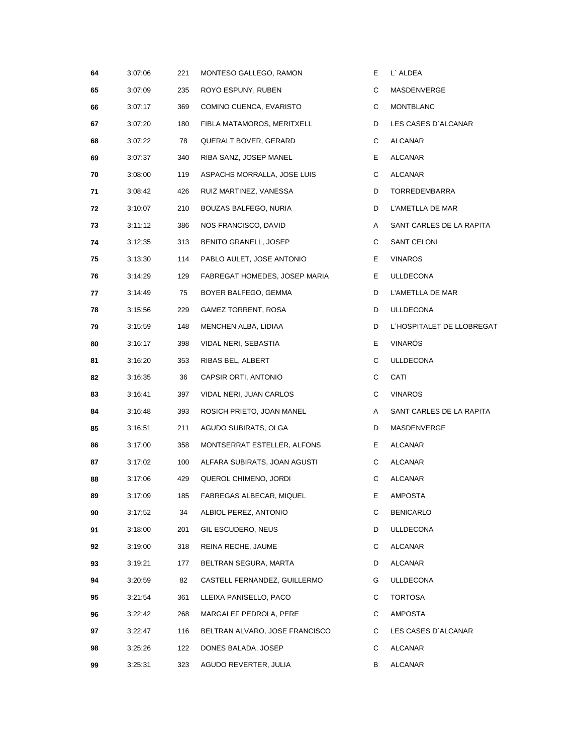| 64 | 3:07:06 | 221 | MONTESO GALLEGO, RAMON | E | L` ALDEA |
|---|---|---|---|---|---|
| 65 | 3:07:09 | 235 | ROYO ESPUNY, RUBEN | C | MASDENVERGE |
| 66 | 3:07:17 | 369 | COMINO CUENCA, EVARISTO | C | MONTBLANC |
| 67 | 3:07:20 | 180 | FIBLA MATAMOROS, MERITXELL | D | LES CASES D´ALCANAR |
| 68 | 3:07:22 | 78 | QUERALT BOVER, GERARD | C | ALCANAR |
| 69 | 3:07:37 | 340 | RIBA SANZ, JOSEP MANEL | E | ALCANAR |
| 70 | 3:08:00 | 119 | ASPACHS MORRALLA, JOSE LUIS | C | ALCANAR |
| 71 | 3:08:42 | 426 | RUIZ MARTINEZ, VANESSA | D | TORREDEMBARRA |
| 72 | 3:10:07 | 210 | BOUZAS BALFEGO, NURIA | D | L'AMETLLA DE MAR |
| 73 | 3:11:12 | 386 | NOS FRANCISCO, DAVID | A | SANT CARLES DE LA RAPITA |
| 74 | 3:12:35 | 313 | BENITO GRANELL, JOSEP | C | SANT CELONI |
| 75 | 3:13:30 | 114 | PABLO AULET, JOSE ANTONIO | E | VINAROS |
| 76 | 3:14:29 | 129 | FABREGAT HOMEDES, JOSEP MARIA | E | ULLDECONA |
| 77 | 3:14:49 | 75 | BOYER BALFEGO, GEMMA | D | L'AMETLLA DE MAR |
| 78 | 3:15:56 | 229 | GAMEZ TORRENT, ROSA | D | ULLDECONA |
| 79 | 3:15:59 | 148 | MENCHEN ALBA, LIDIAA | D | L´HOSPITALET DE LLOBREGAT |
| 80 | 3:16:17 | 398 | VIDAL NERI, SEBASTIA | E | VINARÓS |
| 81 | 3:16:20 | 353 | RIBAS BEL, ALBERT | C | ULLDECONA |
| 82 | 3:16:35 | 36 | CAPSIR ORTI, ANTONIO | C | CATI |
| 83 | 3:16:41 | 397 | VIDAL NERI, JUAN CARLOS | C | VINAROS |
| 84 | 3:16:48 | 393 | ROSICH PRIETO, JOAN MANEL | A | SANT CARLES DE LA RAPITA |
| 85 | 3:16:51 | 211 | AGUDO SUBIRATS, OLGA | D | MASDENVERGE |
| 86 | 3:17:00 | 358 | MONTSERRAT ESTELLER, ALFONS | E | ALCANAR |
| 87 | 3:17:02 | 100 | ALFARA SUBIRATS, JOAN AGUSTI | C | ALCANAR |
| 88 | 3:17:06 | 429 | QUEROL CHIMENO, JORDI | C | ALCANAR |
| 89 | 3:17:09 | 185 | FABREGAS ALBECAR, MIQUEL | E | AMPOSTA |
| 90 | 3:17:52 | 34 | ALBIOL PEREZ, ANTONIO | C | BENICARLO |
| 91 | 3:18:00 | 201 | GIL ESCUDERO, NEUS | D | ULLDECONA |
| 92 | 3:19:00 | 318 | REINA RECHE, JAUME | C | ALCANAR |
| 93 | 3:19:21 | 177 | BELTRAN SEGURA, MARTA | D | ALCANAR |
| 94 | 3:20:59 | 82 | CASTELL FERNANDEZ, GUILLERMO | G | ULLDECONA |
| 95 | 3:21:54 | 361 | LLEIXA PANISELLO, PACO | C | TORTOSA |
| 96 | 3:22:42 | 268 | MARGALEF PEDROLA, PERE | C | AMPOSTA |
| 97 | 3:22:47 | 116 | BELTRAN ALVARO, JOSE FRANCISCO | C | LES CASES D´ALCANAR |
| 98 | 3:25:26 | 122 | DONES BALADA, JOSEP | C | ALCANAR |
| 99 | 3:25:31 | 323 | AGUDO REVERTER, JULIA | B | ALCANAR |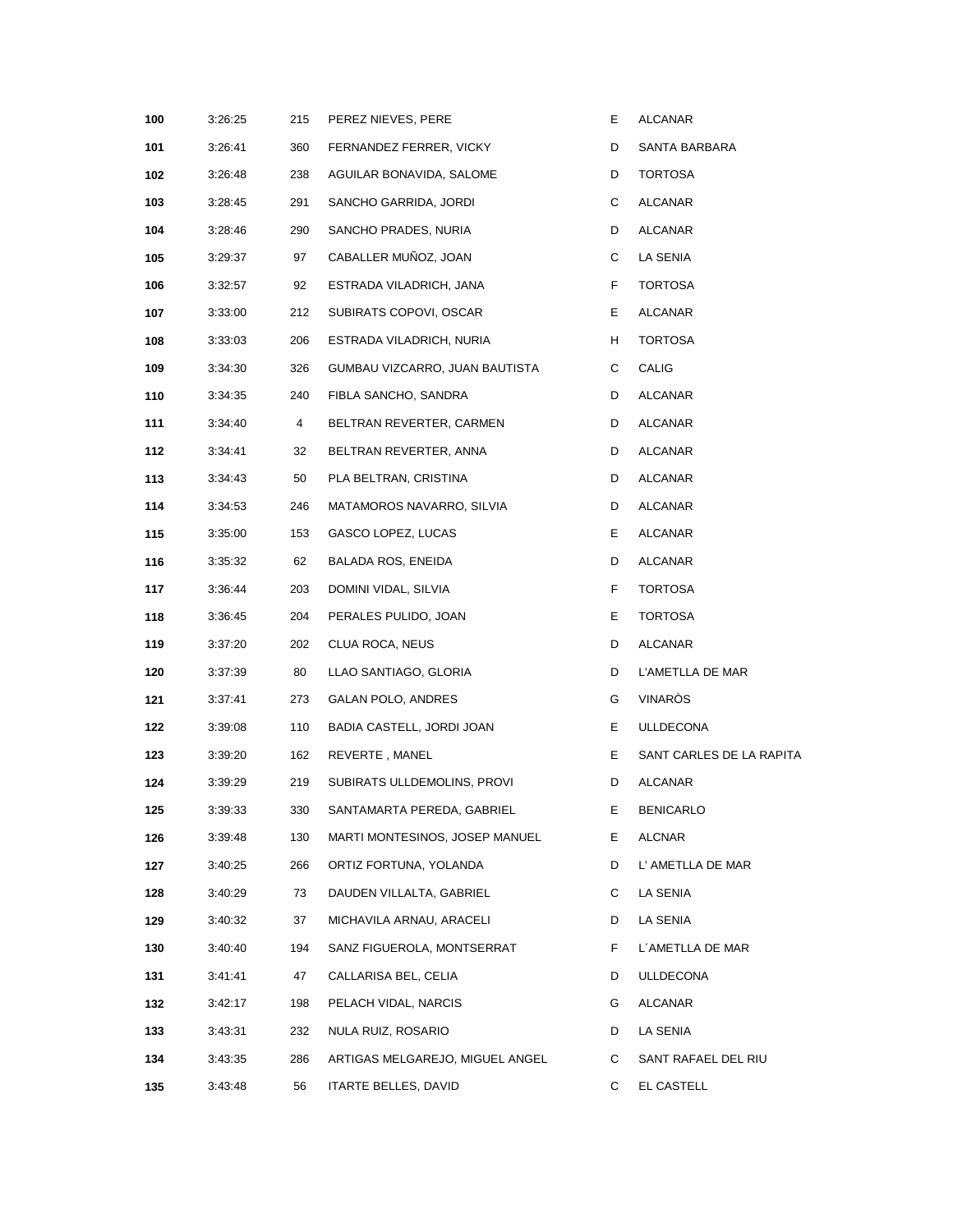| | | | | | |
|---|---|---|---|---|---|
| **100** | 3:26:25 | 215 | PEREZ NIEVES, PERE | E | ALCANAR |
| **101** | 3:26:41 | 360 | FERNANDEZ FERRER, VICKY | D | SANTA BARBARA |
| **102** | 3:26:48 | 238 | AGUILAR BONAVIDA, SALOME | D | TORTOSA |
| **103** | 3:28:45 | 291 | SANCHO GARRIDA, JORDI | C | ALCANAR |
| **104** | 3:28:46 | 290 | SANCHO PRADES, NURIA | D | ALCANAR |
| **105** | 3:29:37 | 97 | CABALLER MUÑOZ, JOAN | C | LA SENIA |
| **106** | 3:32:57 | 92 | ESTRADA VILADRICH, JANA | F | TORTOSA |
| **107** | 3:33:00 | 212 | SUBIRATS COPOVI, OSCAR | E | ALCANAR |
| **108** | 3:33:03 | 206 | ESTRADA VILADRICH, NURIA | H | TORTOSA |
| **109** | 3:34:30 | 326 | GUMBAU VIZCARRO, JUAN BAUTISTA | C | CALIG |
| **110** | 3:34:35 | 240 | FIBLA SANCHO, SANDRA | D | ALCANAR |
| **111** | 3:34:40 | 4 | BELTRAN REVERTER, CARMEN | D | ALCANAR |
| **112** | 3:34:41 | 32 | BELTRAN REVERTER, ANNA | D | ALCANAR |
| **113** | 3:34:43 | 50 | PLA BELTRAN, CRISTINA | D | ALCANAR |
| **114** | 3:34:53 | 246 | MATAMOROS NAVARRO, SILVIA | D | ALCANAR |
| **115** | 3:35:00 | 153 | GASCO LOPEZ, LUCAS | E | ALCANAR |
| **116** | 3:35:32 | 62 | BALADA ROS, ENEIDA | D | ALCANAR |
| **117** | 3:36:44 | 203 | DOMINI VIDAL, SILVIA | F | TORTOSA |
| **118** | 3:36:45 | 204 | PERALES PULIDO, JOAN | E | TORTOSA |
| **119** | 3:37:20 | 202 | CLUA ROCA, NEUS | D | ALCANAR |
| **120** | 3:37:39 | 80 | LLAO SANTIAGO, GLORIA | D | L'AMETLLA DE MAR |
| **121** | 3:37:41 | 273 | GALAN POLO, ANDRES | G | VINARÒS |
| **122** | 3:39:08 | 110 | BADIA CASTELL, JORDI JOAN | E | ULLDECONA |
| **123** | 3:39:20 | 162 | REVERTE , MANEL | E | SANT CARLES DE LA RAPITA |
| **124** | 3:39:29 | 219 | SUBIRATS ULLDEMOLINS, PROVI | D | ALCANAR |
| **125** | 3:39:33 | 330 | SANTAMARTA PEREDA, GABRIEL | E | BENICARLO |
| **126** | 3:39:48 | 130 | MARTI MONTESINOS, JOSEP MANUEL | E | ALCNAR |
| **127** | 3:40:25 | 266 | ORTIZ FORTUNA, YOLANDA | D | L' AMETLLA DE MAR |
| **128** | 3:40:29 | 73 | DAUDEN VILLALTA, GABRIEL | C | LA SENIA |
| **129** | 3:40:32 | 37 | MICHAVILA ARNAU, ARACELI | D | LA SENIA |
| **130** | 3:40:40 | 194 | SANZ FIGUEROLA, MONTSERRAT | F | L´AMETLLA DE MAR |
| **131** | 3:41:41 | 47 | CALLARISA BEL, CELIA | D | ULLDECONA |
| **132** | 3:42:17 | 198 | PELACH VIDAL, NARCIS | G | ALCANAR |
| **133** | 3:43:31 | 232 | NULA RUIZ, ROSARIO | D | LA SENIA |
| **134** | 3:43:35 | 286 | ARTIGAS MELGAREJO, MIGUEL ANGEL | C | SANT RAFAEL DEL RIU |
| **135** | 3:43:48 | 56 | ITARTE BELLES, DAVID | C | EL CASTELL |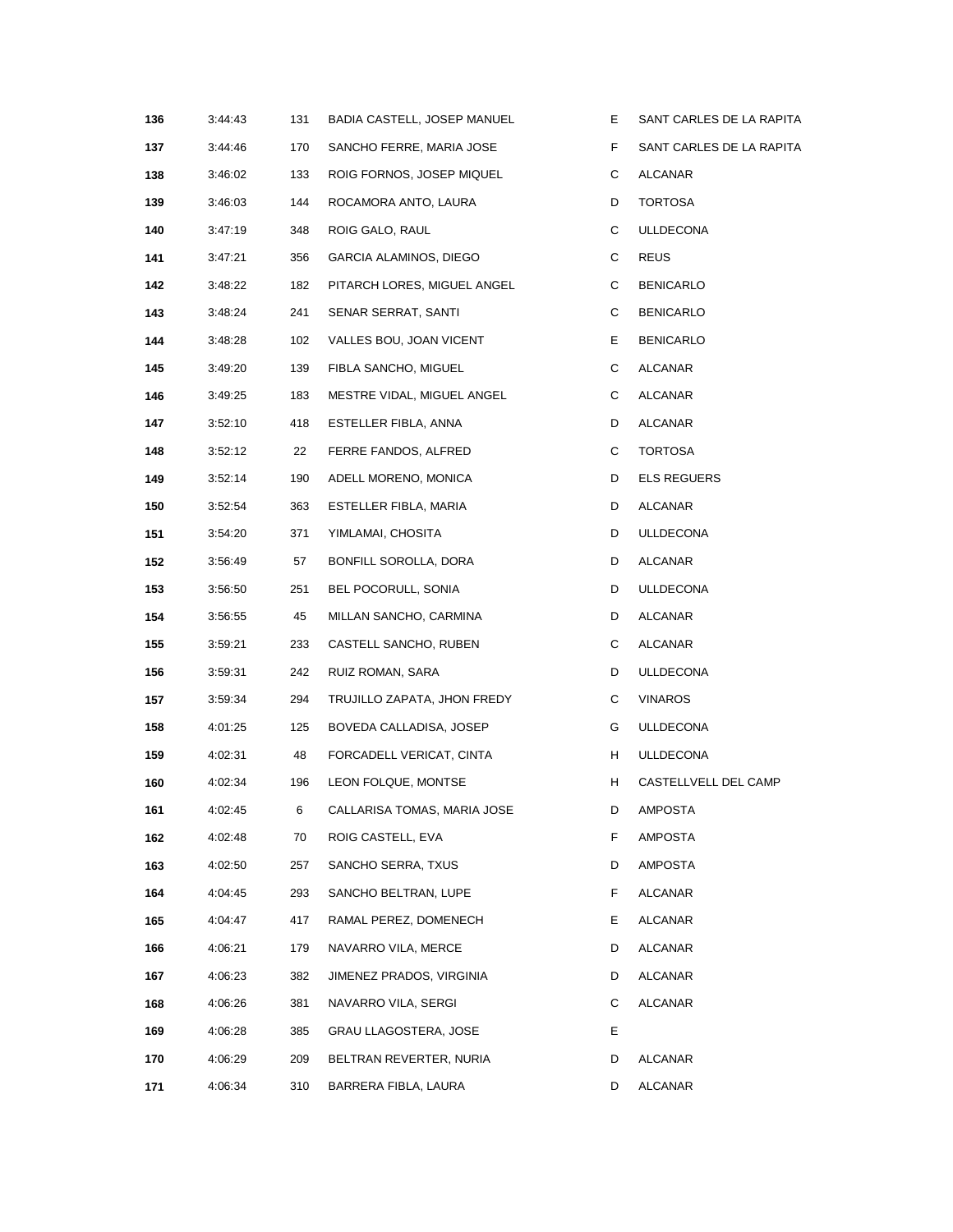| | | | | | |
|---|---|---|---|---|---|
| **136** | 3:44:43 | 131 | BADIA CASTELL, JOSEP MANUEL | E | SANT CARLES DE LA RAPITA |
| **137** | 3:44:46 | 170 | SANCHO FERRE, MARIA JOSE | F | SANT CARLES DE LA RAPITA |
| **138** | 3:46:02 | 133 | ROIG FORNOS, JOSEP MIQUEL | C | ALCANAR |
| **139** | 3:46:03 | 144 | ROCAMORA ANTO, LAURA | D | TORTOSA |
| **140** | 3:47:19 | 348 | ROIG GALO, RAUL | C | ULLDECONA |
| **141** | 3:47:21 | 356 | GARCIA ALAMINOS, DIEGO | C | REUS |
| **142** | 3:48:22 | 182 | PITARCH LORES, MIGUEL ANGEL | C | BENICARLO |
| **143** | 3:48:24 | 241 | SENAR SERRAT, SANTI | C | BENICARLO |
| **144** | 3:48:28 | 102 | VALLES BOU, JOAN VICENT | E | BENICARLO |
| **145** | 3:49:20 | 139 | FIBLA SANCHO, MIGUEL | C | ALCANAR |
| **146** | 3:49:25 | 183 | MESTRE VIDAL, MIGUEL ANGEL | C | ALCANAR |
| **147** | 3:52:10 | 418 | ESTELLER FIBLA, ANNA | D | ALCANAR |
| **148** | 3:52:12 | 22 | FERRE FANDOS, ALFRED | C | TORTOSA |
| **149** | 3:52:14 | 190 | ADELL MORENO, MONICA | D | ELS REGUERS |
| **150** | 3:52:54 | 363 | ESTELLER FIBLA, MARIA | D | ALCANAR |
| **151** | 3:54:20 | 371 | YIMLAMAI, CHOSITA | D | ULLDECONA |
| **152** | 3:56:49 | 57 | BONFILL SOROLLA, DORA | D | ALCANAR |
| **153** | 3:56:50 | 251 | BEL POCORULL, SONIA | D | ULLDECONA |
| **154** | 3:56:55 | 45 | MILLAN SANCHO, CARMINA | D | ALCANAR |
| **155** | 3:59:21 | 233 | CASTELL SANCHO, RUBEN | C | ALCANAR |
| **156** | 3:59:31 | 242 | RUIZ ROMAN, SARA | D | ULLDECONA |
| **157** | 3:59:34 | 294 | TRUJILLO ZAPATA, JHON FREDY | C | VINAROS |
| **158** | 4:01:25 | 125 | BOVEDA CALLADISA, JOSEP | G | ULLDECONA |
| **159** | 4:02:31 | 48 | FORCADELL VERICAT, CINTA | H | ULLDECONA |
| **160** | 4:02:34 | 196 | LEON FOLQUE, MONTSE | H | CASTELLVELL DEL CAMP |
| **161** | 4:02:45 | 6 | CALLARISA TOMAS, MARIA JOSE | D | AMPOSTA |
| **162** | 4:02:48 | 70 | ROIG CASTELL, EVA | F | AMPOSTA |
| **163** | 4:02:50 | 257 | SANCHO SERRA, TXUS | D | AMPOSTA |
| **164** | 4:04:45 | 293 | SANCHO BELTRAN, LUPE | F | ALCANAR |
| **165** | 4:04:47 | 417 | RAMAL PEREZ, DOMENECH | E | ALCANAR |
| **166** | 4:06:21 | 179 | NAVARRO VILA, MERCE | D | ALCANAR |
| **167** | 4:06:23 | 382 | JIMENEZ PRADOS, VIRGINIA | D | ALCANAR |
| **168** | 4:06:26 | 381 | NAVARRO VILA, SERGI | C | ALCANAR |
| **169** | 4:06:28 | 385 | GRAU LLAGOSTERA, JOSE | E | |
| **170** | 4:06:29 | 209 | BELTRAN REVERTER, NURIA | D | ALCANAR |
| **171** | 4:06:34 | 310 | BARRERA FIBLA, LAURA | D | ALCANAR |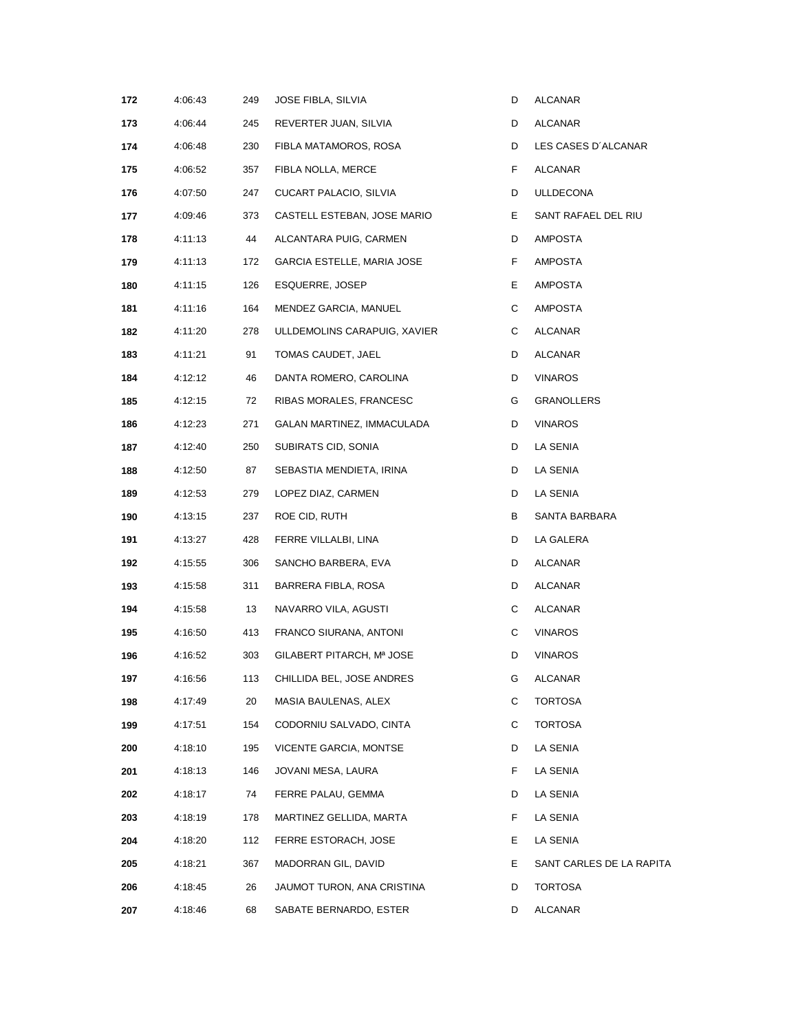| | | | | | |
|---|---|---|---|---|---|
| **172** | 4:06:43 | 249 | JOSE FIBLA, SILVIA | D | ALCANAR |
| **173** | 4:06:44 | 245 | REVERTER JUAN, SILVIA | D | ALCANAR |
| **174** | 4:06:48 | 230 | FIBLA MATAMOROS, ROSA | D | LES CASES D´ALCANAR |
| **175** | 4:06:52 | 357 | FIBLA NOLLA, MERCE | F | ALCANAR |
| **176** | 4:07:50 | 247 | CUCART PALACIO, SILVIA | D | ULLDECONA |
| **177** | 4:09:46 | 373 | CASTELL ESTEBAN, JOSE MARIO | E | SANT RAFAEL DEL RIU |
| **178** | 4:11:13 | 44 | ALCANTARA PUIG, CARMEN | D | AMPOSTA |
| **179** | 4:11:13 | 172 | GARCIA ESTELLE, MARIA JOSE | F | AMPOSTA |
| **180** | 4:11:15 | 126 | ESQUERRE, JOSEP | E | AMPOSTA |
| **181** | 4:11:16 | 164 | MENDEZ GARCIA, MANUEL | C | AMPOSTA |
| **182** | 4:11:20 | 278 | ULLDEMOLINS CARAPUIG, XAVIER | C | ALCANAR |
| **183** | 4:11:21 | 91 | TOMAS CAUDET, JAEL | D | ALCANAR |
| **184** | 4:12:12 | 46 | DANTA ROMERO, CAROLINA | D | VINAROS |
| **185** | 4:12:15 | 72 | RIBAS MORALES, FRANCESC | G | GRANOLLERS |
| **186** | 4:12:23 | 271 | GALAN MARTINEZ, IMMACULADA | D | VINAROS |
| **187** | 4:12:40 | 250 | SUBIRATS CID, SONIA | D | LA SENIA |
| **188** | 4:12:50 | 87 | SEBASTIA MENDIETA, IRINA | D | LA SENIA |
| **189** | 4:12:53 | 279 | LOPEZ DIAZ, CARMEN | D | LA SENIA |
| **190** | 4:13:15 | 237 | ROE CID, RUTH | B | SANTA BARBARA |
| **191** | 4:13:27 | 428 | FERRE VILLALBI, LINA | D | LA GALERA |
| **192** | 4:15:55 | 306 | SANCHO BARBERA, EVA | D | ALCANAR |
| **193** | 4:15:58 | 311 | BARRERA FIBLA, ROSA | D | ALCANAR |
| **194** | 4:15:58 | 13 | NAVARRO VILA, AGUSTI | C | ALCANAR |
| **195** | 4:16:50 | 413 | FRANCO SIURANA, ANTONI | C | VINAROS |
| **196** | 4:16:52 | 303 | GILABERT PITARCH, Mª JOSE | D | VINAROS |
| **197** | 4:16:56 | 113 | CHILLIDA BEL, JOSE ANDRES | G | ALCANAR |
| **198** | 4:17:49 | 20 | MASIA BAULENAS, ALEX | C | TORTOSA |
| **199** | 4:17:51 | 154 | CODORNIU SALVADO, CINTA | C | TORTOSA |
| **200** | 4:18:10 | 195 | VICENTE GARCIA, MONTSE | D | LA SENIA |
| **201** | 4:18:13 | 146 | JOVANI MESA, LAURA | F | LA SENIA |
| **202** | 4:18:17 | 74 | FERRE PALAU, GEMMA | D | LA SENIA |
| **203** | 4:18:19 | 178 | MARTINEZ GELLIDA, MARTA | F | LA SENIA |
| **204** | 4:18:20 | 112 | FERRE ESTORACH, JOSE | E | LA SENIA |
| **205** | 4:18:21 | 367 | MADORRAN GIL, DAVID | E | SANT CARLES DE LA RAPITA |
| **206** | 4:18:45 | 26 | JAUMOT TURON, ANA CRISTINA | D | TORTOSA |
| **207** | 4:18:46 | 68 | SABATE BERNARDO, ESTER | D | ALCANAR |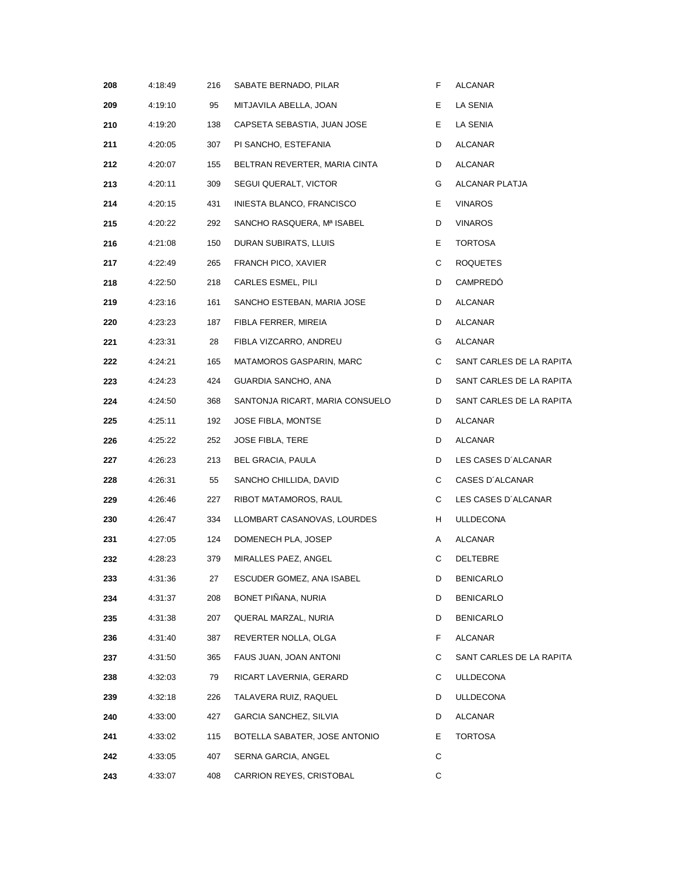| | | | | | |
|---|---|---|---|---|---|
| **208** | 4:18:49 | 216 | SABATE BERNADO, PILAR | F | ALCANAR |
| **209** | 4:19:10 | 95 | MITJAVILA ABELLA, JOAN | E | LA SENIA |
| **210** | 4:19:20 | 138 | CAPSETA SEBASTIA, JUAN JOSE | E | LA SENIA |
| **211** | 4:20:05 | 307 | PI SANCHO, ESTEFANIA | D | ALCANAR |
| **212** | 4:20:07 | 155 | BELTRAN REVERTER, MARIA CINTA | D | ALCANAR |
| **213** | 4:20:11 | 309 | SEGUI QUERALT, VICTOR | G | ALCANAR PLATJA |
| **214** | 4:20:15 | 431 | INIESTA BLANCO, FRANCISCO | E | VINAROS |
| **215** | 4:20:22 | 292 | SANCHO RASQUERA, Mª ISABEL | D | VINAROS |
| **216** | 4:21:08 | 150 | DURAN SUBIRATS, LLUIS | E | TORTOSA |
| **217** | 4:22:49 | 265 | FRANCH PICO, XAVIER | C | ROQUETES |
| **218** | 4:22:50 | 218 | CARLES ESMEL, PILI | D | CAMPREDÓ |
| **219** | 4:23:16 | 161 | SANCHO ESTEBAN, MARIA JOSE | D | ALCANAR |
| **220** | 4:23:23 | 187 | FIBLA FERRER, MIREIA | D | ALCANAR |
| **221** | 4:23:31 | 28 | FIBLA VIZCARRO, ANDREU | G | ALCANAR |
| **222** | 4:24:21 | 165 | MATAMOROS GASPARIN, MARC | C | SANT CARLES DE LA RAPITA |
| **223** | 4:24:23 | 424 | GUARDIA SANCHO, ANA | D | SANT CARLES DE LA RAPITA |
| **224** | 4:24:50 | 368 | SANTONJA RICART, MARIA CONSUELO | D | SANT CARLES DE LA RAPITA |
| **225** | 4:25:11 | 192 | JOSE FIBLA, MONTSE | D | ALCANAR |
| **226** | 4:25:22 | 252 | JOSE FIBLA, TERE | D | ALCANAR |
| **227** | 4:26:23 | 213 | BEL GRACIA, PAULA | D | LES CASES D´ALCANAR |
| **228** | 4:26:31 | 55 | SANCHO CHILLIDA, DAVID | C | CASES D´ALCANAR |
| **229** | 4:26:46 | 227 | RIBOT MATAMOROS, RAUL | C | LES CASES D´ALCANAR |
| **230** | 4:26:47 | 334 | LLOMBART CASANOVAS, LOURDES | H | ULLDECONA |
| **231** | 4:27:05 | 124 | DOMENECH PLA, JOSEP | A | ALCANAR |
| **232** | 4:28:23 | 379 | MIRALLES PAEZ, ANGEL | C | DELTEBRE |
| **233** | 4:31:36 | 27 | ESCUDER GOMEZ, ANA ISABEL | D | BENICARLO |
| **234** | 4:31:37 | 208 | BONET PIÑANA, NURIA | D | BENICARLO |
| **235** | 4:31:38 | 207 | QUERAL MARZAL, NURIA | D | BENICARLO |
| **236** | 4:31:40 | 387 | REVERTER NOLLA, OLGA | F | ALCANAR |
| **237** | 4:31:50 | 365 | FAUS JUAN, JOAN ANTONI | C | SANT CARLES DE LA RAPITA |
| **238** | 4:32:03 | 79 | RICART LAVERNIA, GERARD | C | ULLDECONA |
| **239** | 4:32:18 | 226 | TALAVERA RUIZ, RAQUEL | D | ULLDECONA |
| **240** | 4:33:00 | 427 | GARCIA SANCHEZ, SILVIA | D | ALCANAR |
| **241** | 4:33:02 | 115 | BOTELLA SABATER, JOSE ANTONIO | E | TORTOSA |
| **242** | 4:33:05 | 407 | SERNA GARCIA, ANGEL | C | |
| **243** | 4:33:07 | 408 | CARRION REYES, CRISTOBAL | C | |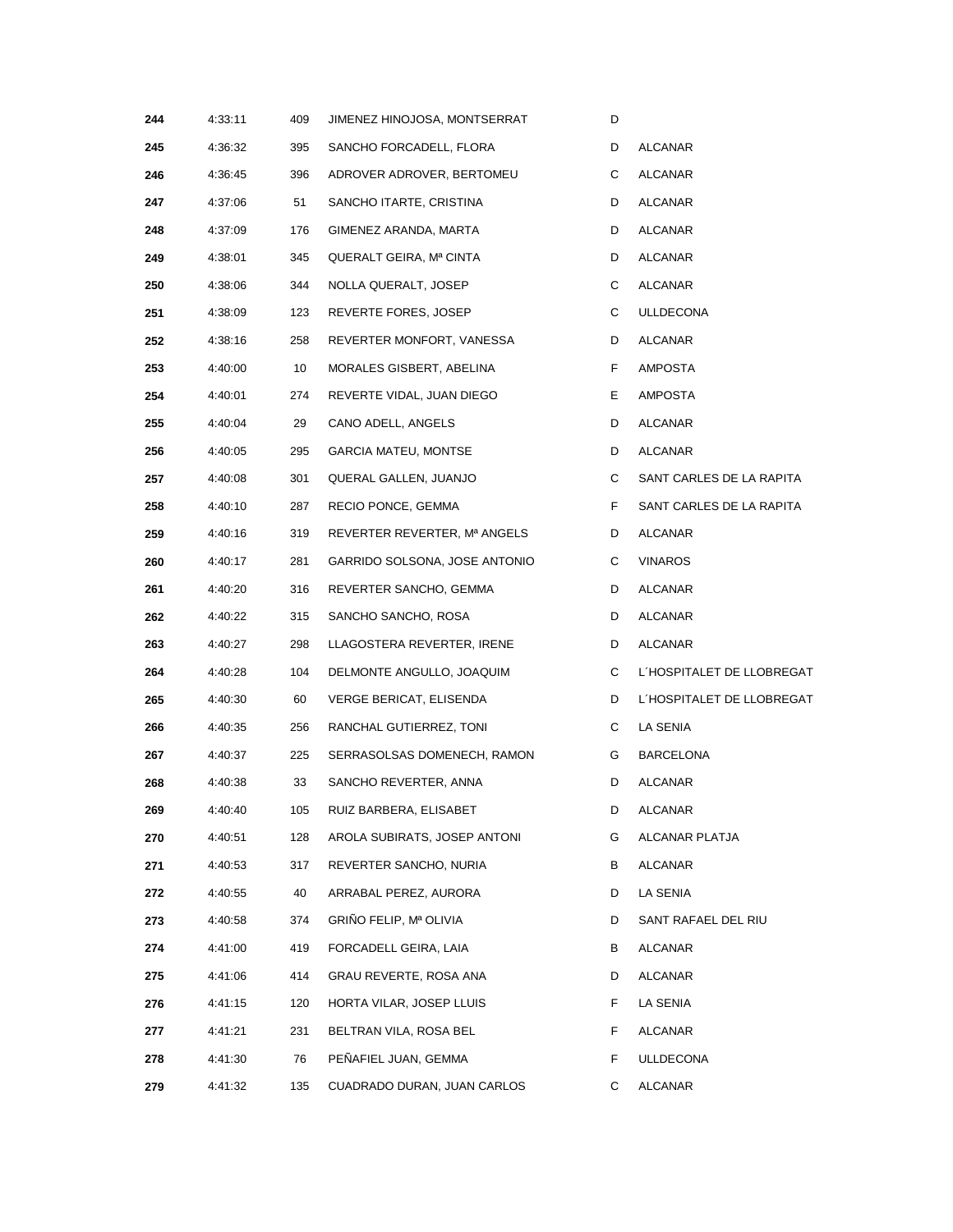| | | | | | |
|---|---|---|---|---|---|
| **244** | 4:33:11 | 409 | JIMENEZ HINOJOSA, MONTSERRAT | D | |
| **245** | 4:36:32 | 395 | SANCHO FORCADELL, FLORA | D | ALCANAR |
| **246** | 4:36:45 | 396 | ADROVER ADROVER, BERTOMEU | C | ALCANAR |
| **247** | 4:37:06 | 51 | SANCHO ITARTE, CRISTINA | D | ALCANAR |
| **248** | 4:37:09 | 176 | GIMENEZ ARANDA, MARTA | D | ALCANAR |
| **249** | 4:38:01 | 345 | QUERALT GEIRA, Mª CINTA | D | ALCANAR |
| **250** | 4:38:06 | 344 | NOLLA QUERALT, JOSEP | C | ALCANAR |
| **251** | 4:38:09 | 123 | REVERTE FORES, JOSEP | C | ULLDECONA |
| **252** | 4:38:16 | 258 | REVERTER MONFORT, VANESSA | D | ALCANAR |
| **253** | 4:40:00 | 10 | MORALES GISBERT, ABELINA | F | AMPOSTA |
| **254** | 4:40:01 | 274 | REVERTE VIDAL, JUAN DIEGO | E | AMPOSTA |
| **255** | 4:40:04 | 29 | CANO ADELL, ANGELS | D | ALCANAR |
| **256** | 4:40:05 | 295 | GARCIA MATEU, MONTSE | D | ALCANAR |
| **257** | 4:40:08 | 301 | QUERAL GALLEN, JUANJO | C | SANT CARLES DE LA RAPITA |
| **258** | 4:40:10 | 287 | RECIO PONCE, GEMMA | F | SANT CARLES DE LA RAPITA |
| **259** | 4:40:16 | 319 | REVERTER REVERTER, Mª ANGELS | D | ALCANAR |
| **260** | 4:40:17 | 281 | GARRIDO SOLSONA, JOSE ANTONIO | C | VINAROS |
| **261** | 4:40:20 | 316 | REVERTER SANCHO, GEMMA | D | ALCANAR |
| **262** | 4:40:22 | 315 | SANCHO SANCHO, ROSA | D | ALCANAR |
| **263** | 4:40:27 | 298 | LLAGOSTERA REVERTER, IRENE | D | ALCANAR |
| **264** | 4:40:28 | 104 | DELMONTE ANGULLO, JOAQUIM | C | L´HOSPITALET DE LLOBREGAT |
| **265** | 4:40:30 | 60 | VERGE BERICAT, ELISENDA | D | L´HOSPITALET DE LLOBREGAT |
| **266** | 4:40:35 | 256 | RANCHAL GUTIERREZ, TONI | C | LA SENIA |
| **267** | 4:40:37 | 225 | SERRASOLSAS DOMENECH, RAMON | G | BARCELONA |
| **268** | 4:40:38 | 33 | SANCHO REVERTER, ANNA | D | ALCANAR |
| **269** | 4:40:40 | 105 | RUIZ BARBERA, ELISABET | D | ALCANAR |
| **270** | 4:40:51 | 128 | AROLA SUBIRATS, JOSEP ANTONI | G | ALCANAR PLATJA |
| **271** | 4:40:53 | 317 | REVERTER SANCHO, NURIA | B | ALCANAR |
| **272** | 4:40:55 | 40 | ARRABAL PEREZ, AURORA | D | LA SENIA |
| **273** | 4:40:58 | 374 | GRIÑO FELIP, Mª OLIVIA | D | SANT RAFAEL DEL RIU |
| **274** | 4:41:00 | 419 | FORCADELL GEIRA, LAIA | B | ALCANAR |
| **275** | 4:41:06 | 414 | GRAU REVERTE, ROSA ANA | D | ALCANAR |
| **276** | 4:41:15 | 120 | HORTA VILAR, JOSEP LLUIS | F | LA SENIA |
| **277** | 4:41:21 | 231 | BELTRAN VILA, ROSA BEL | F | ALCANAR |
| **278** | 4:41:30 | 76 | PEÑAFIEL JUAN, GEMMA | F | ULLDECONA |
| **279** | 4:41:32 | 135 | CUADRADO DURAN, JUAN CARLOS | C | ALCANAR |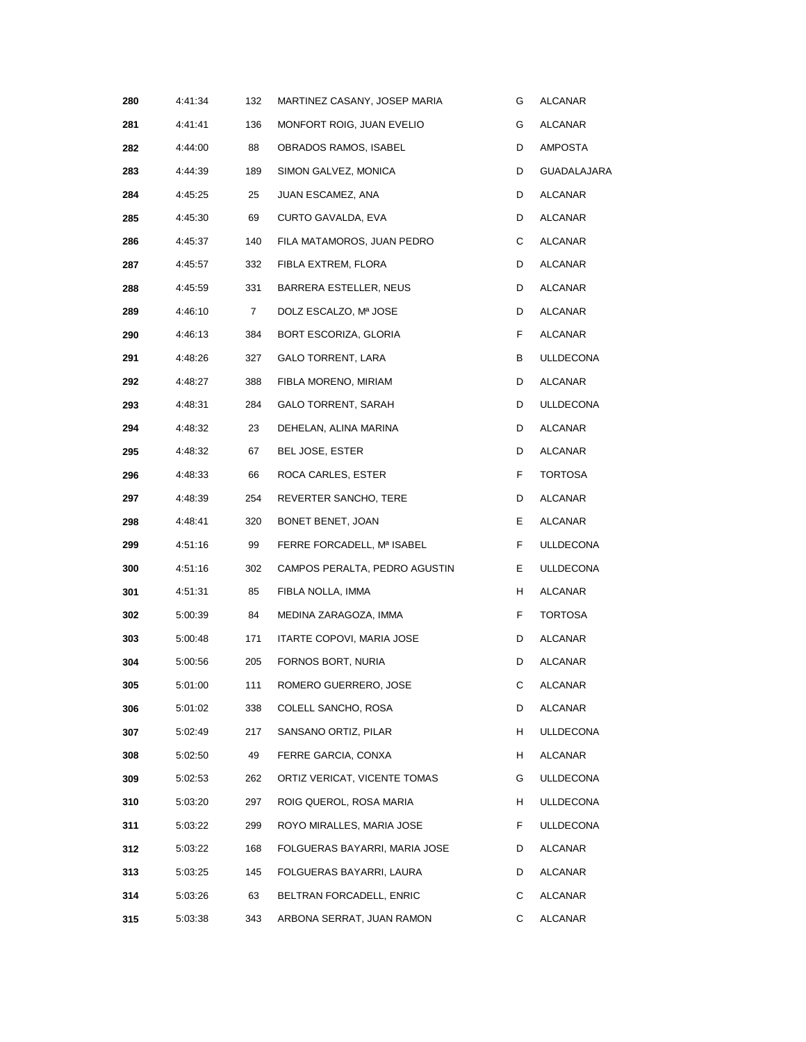| | | | | | |
|---|---|---|---|---|---|
| **280** | 4:41:34 | 132 | MARTINEZ CASANY, JOSEP MARIA | G | ALCANAR |
| **281** | 4:41:41 | 136 | MONFORT ROIG, JUAN EVELIO | G | ALCANAR |
| **282** | 4:44:00 | 88 | OBRADOS RAMOS, ISABEL | D | AMPOSTA |
| **283** | 4:44:39 | 189 | SIMON GALVEZ, MONICA | D | GUADALAJARA |
| **284** | 4:45:25 | 25 | JUAN ESCAMEZ, ANA | D | ALCANAR |
| **285** | 4:45:30 | 69 | CURTO GAVALDA, EVA | D | ALCANAR |
| **286** | 4:45:37 | 140 | FILA MATAMOROS, JUAN PEDRO | C | ALCANAR |
| **287** | 4:45:57 | 332 | FIBLA EXTREM, FLORA | D | ALCANAR |
| **288** | 4:45:59 | 331 | BARRERA ESTELLER, NEUS | D | ALCANAR |
| **289** | 4:46:10 | 7 | DOLZ ESCALZO, Mª JOSE | D | ALCANAR |
| **290** | 4:46:13 | 384 | BORT ESCORIZA, GLORIA | F | ALCANAR |
| **291** | 4:48:26 | 327 | GALO TORRENT, LARA | B | ULLDECONA |
| **292** | 4:48:27 | 388 | FIBLA MORENO, MIRIAM | D | ALCANAR |
| **293** | 4:48:31 | 284 | GALO TORRENT, SARAH | D | ULLDECONA |
| **294** | 4:48:32 | 23 | DEHELAN, ALINA MARINA | D | ALCANAR |
| **295** | 4:48:32 | 67 | BEL JOSE, ESTER | D | ALCANAR |
| **296** | 4:48:33 | 66 | ROCA CARLES, ESTER | F | TORTOSA |
| **297** | 4:48:39 | 254 | REVERTER SANCHO, TERE | D | ALCANAR |
| **298** | 4:48:41 | 320 | BONET BENET, JOAN | E | ALCANAR |
| **299** | 4:51:16 | 99 | FERRE FORCADELL, Mª ISABEL | F | ULLDECONA |
| **300** | 4:51:16 | 302 | CAMPOS PERALTA, PEDRO AGUSTIN | E | ULLDECONA |
| **301** | 4:51:31 | 85 | FIBLA NOLLA, IMMA | H | ALCANAR |
| **302** | 5:00:39 | 84 | MEDINA ZARAGOZA, IMMA | F | TORTOSA |
| **303** | 5:00:48 | 171 | ITARTE COPOVI, MARIA JOSE | D | ALCANAR |
| **304** | 5:00:56 | 205 | FORNOS BORT, NURIA | D | ALCANAR |
| **305** | 5:01:00 | 111 | ROMERO GUERRERO, JOSE | C | ALCANAR |
| **306** | 5:01:02 | 338 | COLELL SANCHO, ROSA | D | ALCANAR |
| **307** | 5:02:49 | 217 | SANSANO ORTIZ, PILAR | H | ULLDECONA |
| **308** | 5:02:50 | 49 | FERRE GARCIA, CONXA | H | ALCANAR |
| **309** | 5:02:53 | 262 | ORTIZ VERICAT, VICENTE TOMAS | G | ULLDECONA |
| **310** | 5:03:20 | 297 | ROIG QUEROL, ROSA MARIA | H | ULLDECONA |
| **311** | 5:03:22 | 299 | ROYO MIRALLES, MARIA JOSE | F | ULLDECONA |
| **312** | 5:03:22 | 168 | FOLGUERAS BAYARRI, MARIA JOSE | D | ALCANAR |
| **313** | 5:03:25 | 145 | FOLGUERAS BAYARRI, LAURA | D | ALCANAR |
| **314** | 5:03:26 | 63 | BELTRAN FORCADELL, ENRIC | C | ALCANAR |
| **315** | 5:03:38 | 343 | ARBONA SERRAT, JUAN RAMON | C | ALCANAR |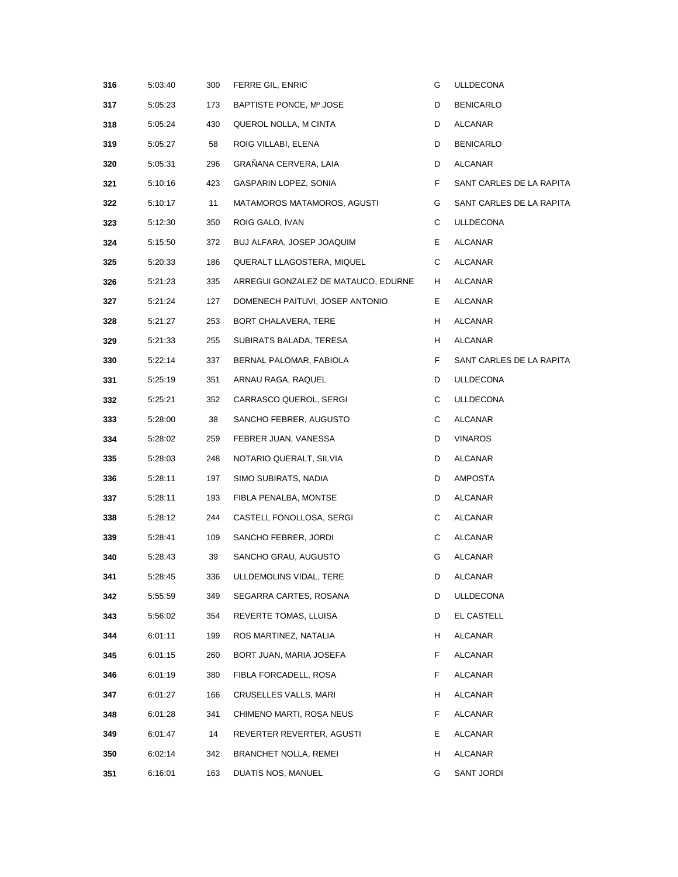| | | | | | |
|---|---|---|---|---|---|
| **316** | 5:03:40 | 300 | FERRE GIL, ENRIC | G | ULLDECONA |
| **317** | 5:05:23 | 173 | BAPTISTE PONCE, Mº JOSE | D | BENICARLO |
| **318** | 5:05:24 | 430 | QUEROL NOLLA, M CINTA | D | ALCANAR |
| **319** | 5:05:27 | 58 | ROIG VILLABI, ELENA | D | BENICARLO |
| **320** | 5:05:31 | 296 | GRAÑANA CERVERA, LAIA | D | ALCANAR |
| **321** | 5:10:16 | 423 | GASPARIN LOPEZ, SONIA | F | SANT CARLES DE LA RAPITA |
| **322** | 5:10:17 | 11 | MATAMOROS MATAMOROS, AGUSTI | G | SANT CARLES DE LA RAPITA |
| **323** | 5:12:30 | 350 | ROIG GALO, IVAN | C | ULLDECONA |
| **324** | 5:15:50 | 372 | BUJ ALFARA, JOSEP JOAQUIM | E | ALCANAR |
| **325** | 5:20:33 | 186 | QUERALT LLAGOSTERA, MIQUEL | C | ALCANAR |
| **326** | 5:21:23 | 335 | ARREGUI GONZALEZ DE MATAUCO, EDURNE | H | ALCANAR |
| **327** | 5:21:24 | 127 | DOMENECH PAITUVI, JOSEP ANTONIO | E | ALCANAR |
| **328** | 5:21:27 | 253 | BORT CHALAVERA, TERE | H | ALCANAR |
| **329** | 5:21:33 | 255 | SUBIRATS BALADA, TERESA | H | ALCANAR |
| **330** | 5:22:14 | 337 | BERNAL PALOMAR, FABIOLA | F | SANT CARLES DE LA RAPITA |
| **331** | 5:25:19 | 351 | ARNAU RAGA, RAQUEL | D | ULLDECONA |
| **332** | 5:25:21 | 352 | CARRASCO QUEROL, SERGI | C | ULLDECONA |
| **333** | 5:28:00 | 38 | SANCHO FEBRER, AUGUSTO | C | ALCANAR |
| **334** | 5:28:02 | 259 | FEBRER JUAN, VANESSA | D | VINAROS |
| **335** | 5:28:03 | 248 | NOTARIO QUERALT, SILVIA | D | ALCANAR |
| **336** | 5:28:11 | 197 | SIMO SUBIRATS, NADIA | D | AMPOSTA |
| **337** | 5:28:11 | 193 | FIBLA PENALBA, MONTSE | D | ALCANAR |
| **338** | 5:28:12 | 244 | CASTELL FONOLLOSA, SERGI | C | ALCANAR |
| **339** | 5:28:41 | 109 | SANCHO FEBRER, JORDI | C | ALCANAR |
| **340** | 5:28:43 | 39 | SANCHO GRAU, AUGUSTO | G | ALCANAR |
| **341** | 5:28:45 | 336 | ULLDEMOLINS VIDAL, TERE | D | ALCANAR |
| **342** | 5:55:59 | 349 | SEGARRA CARTES, ROSANA | D | ULLDECONA |
| **343** | 5:56:02 | 354 | REVERTE TOMAS, LLUISA | D | EL CASTELL |
| **344** | 6:01:11 | 199 | ROS MARTINEZ, NATALIA | H | ALCANAR |
| **345** | 6:01:15 | 260 | BORT JUAN, MARIA JOSEFA | F | ALCANAR |
| **346** | 6:01:19 | 380 | FIBLA FORCADELL, ROSA | F | ALCANAR |
| **347** | 6:01:27 | 166 | CRUSELLES VALLS, MARI | H | ALCANAR |
| **348** | 6:01:28 | 341 | CHIMENO MARTI, ROSA NEUS | F | ALCANAR |
| **349** | 6:01:47 | 14 | REVERTER REVERTER, AGUSTI | E | ALCANAR |
| **350** | 6:02:14 | 342 | BRANCHET NOLLA, REMEI | H | ALCANAR |
| **351** | 6:16:01 | 163 | DUATIS NOS, MANUEL | G | SANT JORDI |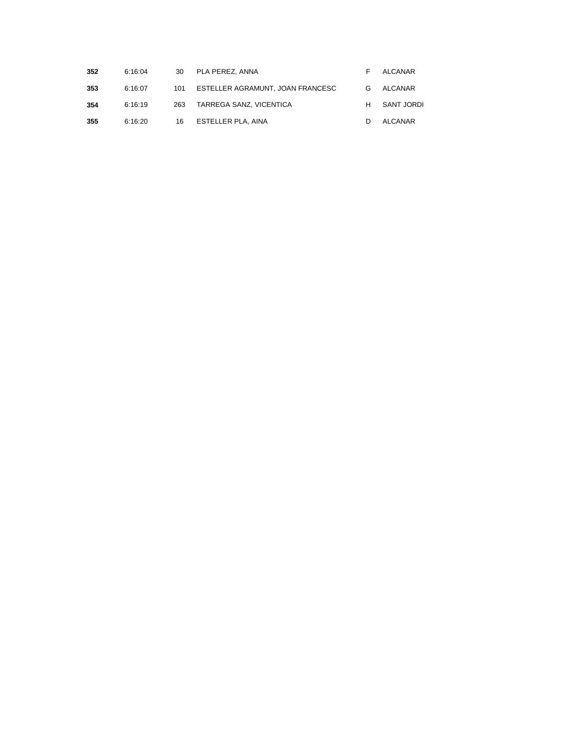| | | | | | |
|---|---|---|---|---|---|
| **352** | 6:16:04 | 30 | PLA PEREZ, ANNA | F | ALCANAR |
| **353** | 6:16:07 | 101 | ESTELLER AGRAMUNT, JOAN FRANCESC | G | ALCANAR |
| **354** | 6:16:19 | 263 | TARREGA SANZ, VICENTICA | H | SANT JORDI |
| **355** | 6:16:20 | 16 | ESTELLER PLA, AINA | D | ALCANAR |